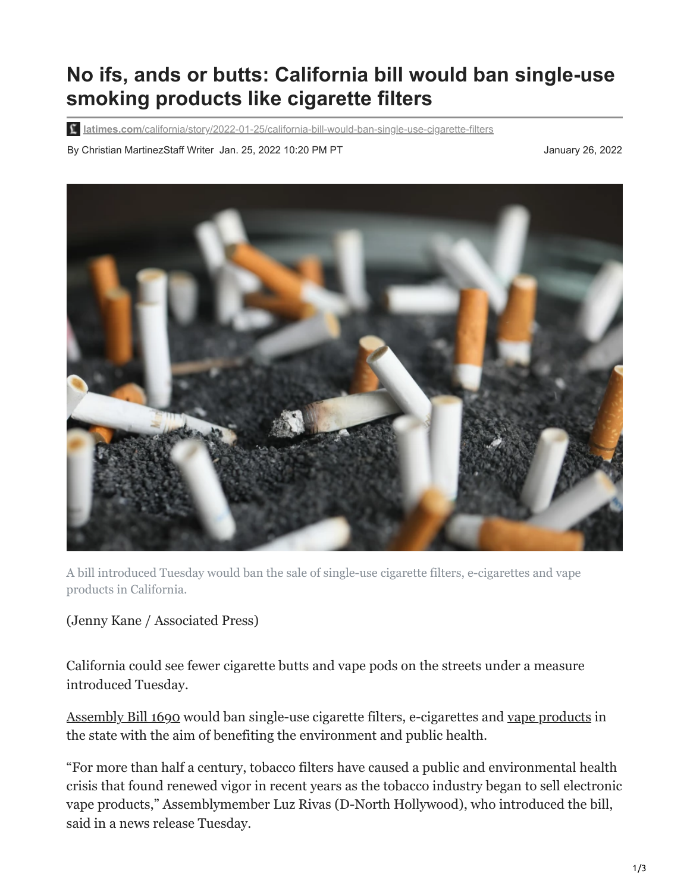# No ifs, ands or butts: California bill would ban single-use smoking products like cigarette filters

latimes.com/california/story/2022-01-25/california-bill-would-ban-single-use-cigarette-filters

By Christian MartinezStaff Writer Jan. 25, 2022 10:20 PM PT

January 26, 2022

A bill introduced Tuesday would ban the sale of single-use cigarette filters, e-cigarettes and vape products in California.

(Jenny Kane / Associated Press)

California could see fewer cigarette butts and vape pods on the streets under a measure introduced Tuesday.

Assembly Bill 1690 would ban single-use cigarette filters, e-cigarettes and vape products in the state with the aim of benefiting the environment and public health.

"For more than half a century, tobacco filters have caused a public and environmental health crisis that found renewed vigor in recent years as the tobacco industry began to sell electronic vape products," Assemblymember Luz Rivas (D-North Hollywood), who introduced the bill, said in a news release Tuesday.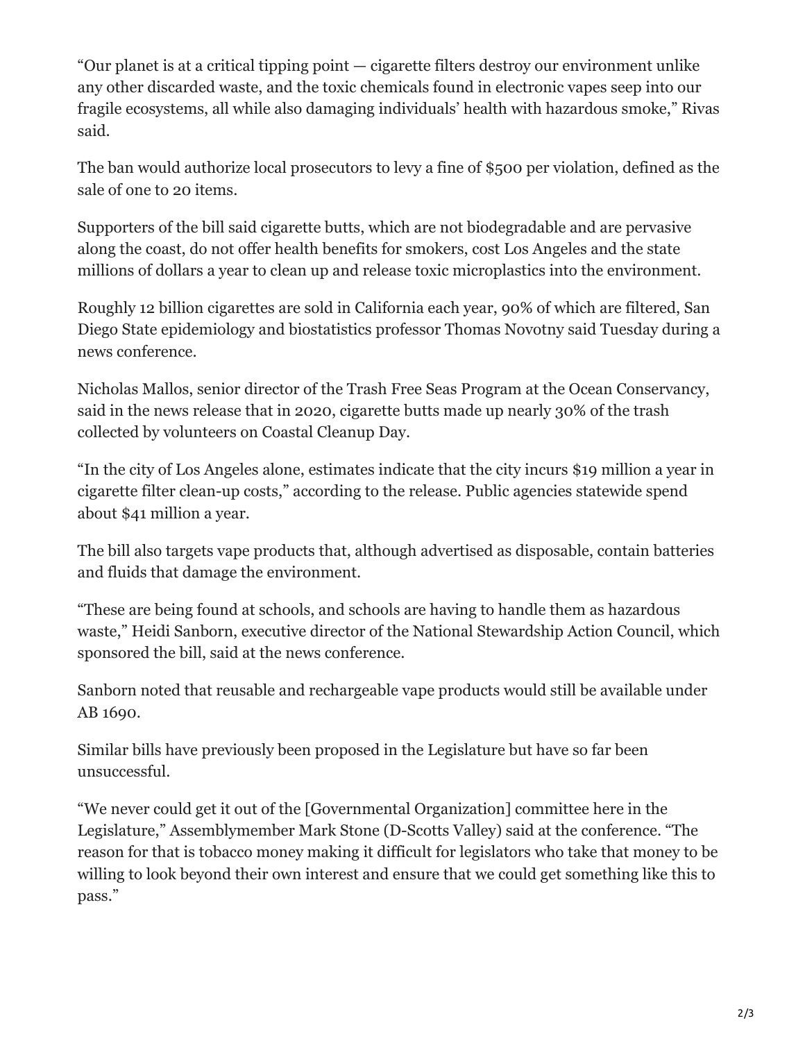"Our planet is at a critical tipping point — cigarette filters destroy our environment unlike any other discarded waste, and the toxic chemicals found in electronic vapes seep into our fragile ecosystems, all while also damaging individuals' health with hazardous smoke," Rivas said.

The ban would authorize local prosecutors to levy a fine of $500 per violation, defined as the sale of one to 20 items.

Supporters of the bill said cigarette butts, which are not biodegradable and are pervasive along the coast, do not offer health benefits for smokers, cost Los Angeles and the state millions of dollars a year to clean up and release toxic microplastics into the environment.

Roughly 12 billion cigarettes are sold in California each year, 90% of which are filtered, San Diego State epidemiology and biostatistics professor Thomas Novotny said Tuesday during a news conference.

Nicholas Mallos, senior director of the Trash Free Seas Program at the Ocean Conservancy, said in the news release that in 2020, cigarette butts made up nearly 30% of the trash collected by volunteers on Coastal Cleanup Day.

"In the city of Los Angeles alone, estimates indicate that the city incurs $19 million a year in cigarette filter clean-up costs," according to the release. Public agencies statewide spend about $41 million a year.

The bill also targets vape products that, although advertised as disposable, contain batteries and fluids that damage the environment.

"These are being found at schools, and schools are having to handle them as hazardous waste," Heidi Sanborn, executive director of the National Stewardship Action Council, which sponsored the bill, said at the news conference.

Sanborn noted that reusable and rechargeable vape products would still be available under AB 1690.

Similar bills have previously been proposed in the Legislature but have so far been unsuccessful.

"We never could get it out of the [Governmental Organization] committee here in the Legislature," Assemblymember Mark Stone (D-Scotts Valley) said at the conference. "The reason for that is tobacco money making it difficult for legislators who take that money to be willing to look beyond their own interest and ensure that we could get something like this to pass."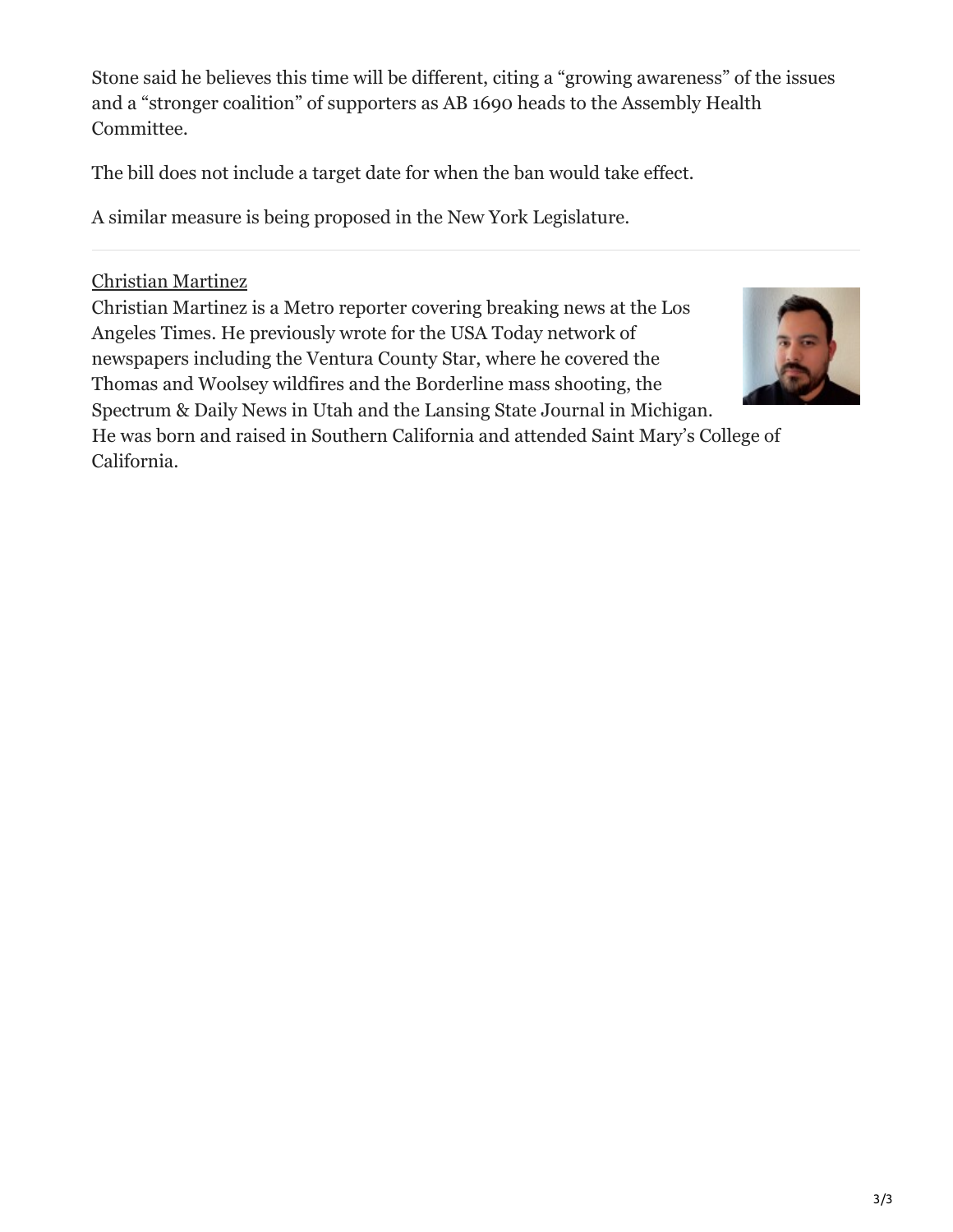Stone said he believes this time will be different, citing a "growing awareness" of the issues and a "stronger coalition" of supporters as AB 1690 heads to the Assembly Health Committee.

The bill does not include a target date for when the ban would take effect.

A similar measure is being proposed in the New York Legislature.

---

Christian Martinez

Christian Martinez is a Metro reporter covering breaking news at the Los Angeles Times. He previously wrote for the USA Today network of newspapers including the Ventura County Star, where he covered the Thomas and Woolsey wildfires and the Borderline mass shooting, the Spectrum & Daily News in Utah and the Lansing State Journal in Michigan. He was born and raised in Southern California and attended Saint Mary's College of California.